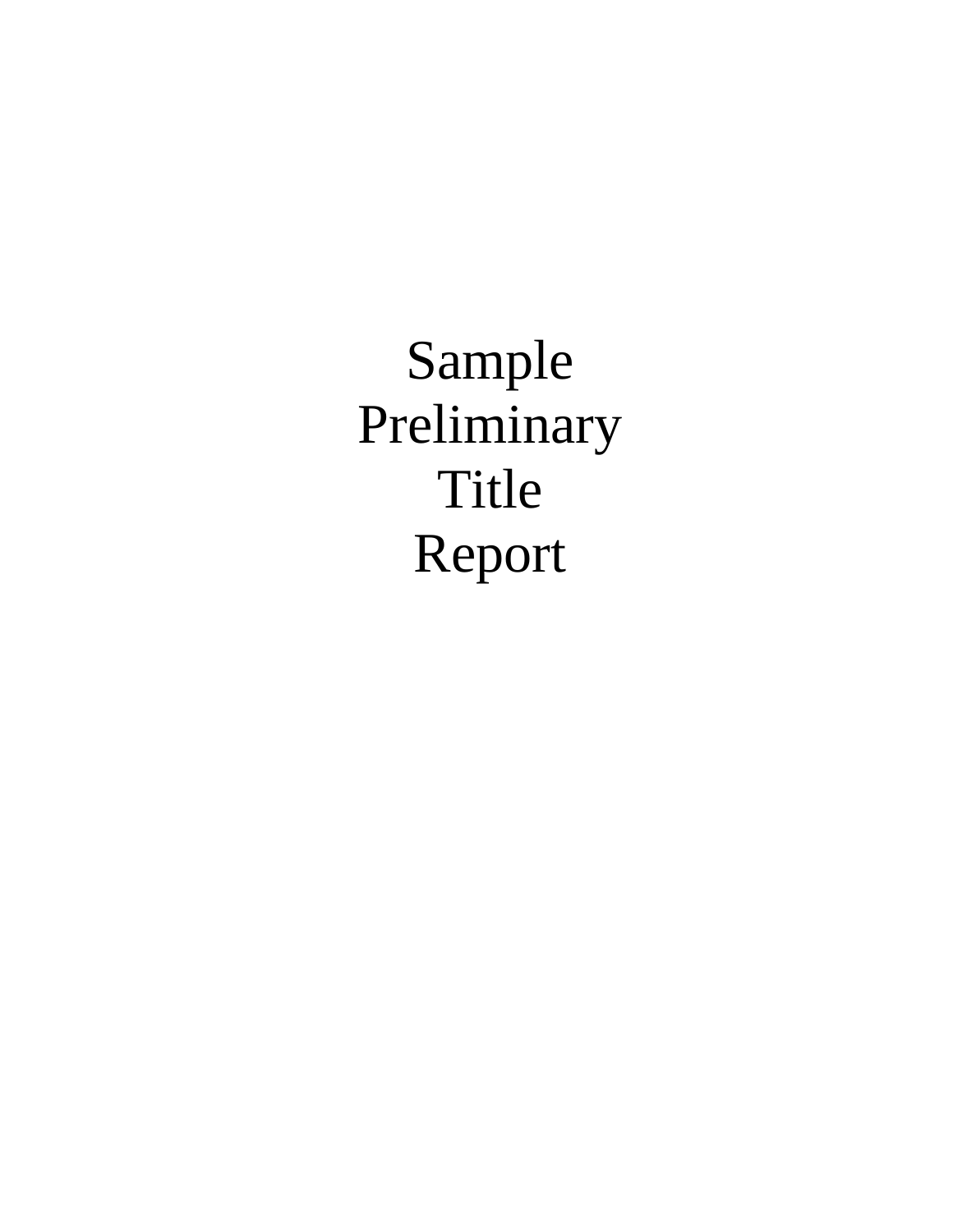# Sample Preliminary Title Report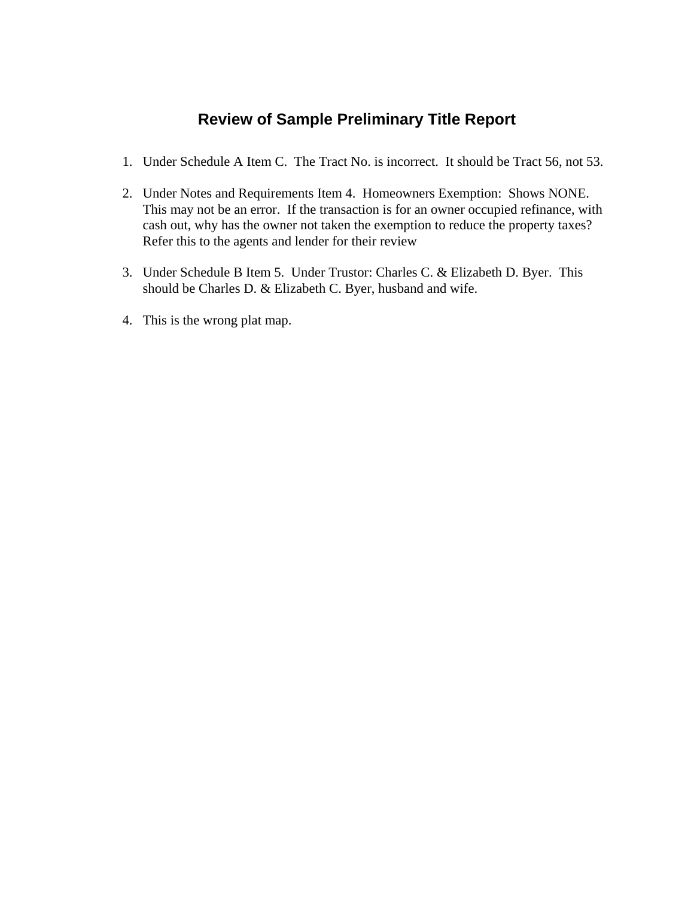# Review of Sample Preliminary Title Report

1. Under Schedule A Item C. The Tract No. is incorrect. It should be Tract 56, not 53.

2. Under Notes and Requirements Item 4. Homeowners Exemption: Shows NONE. This may not be an error. If the transaction is for an owner occupied refinance, with cash out, why has the owner not taken the exemption to reduce the property taxes? Refer this to the agents and lender for their review

3. Under Schedule B Item 5. Under Trustor: Charles C. & Elizabeth D. Byer. This should be Charles D. & Elizabeth C. Byer, husband and wife.

4. This is the wrong plat map.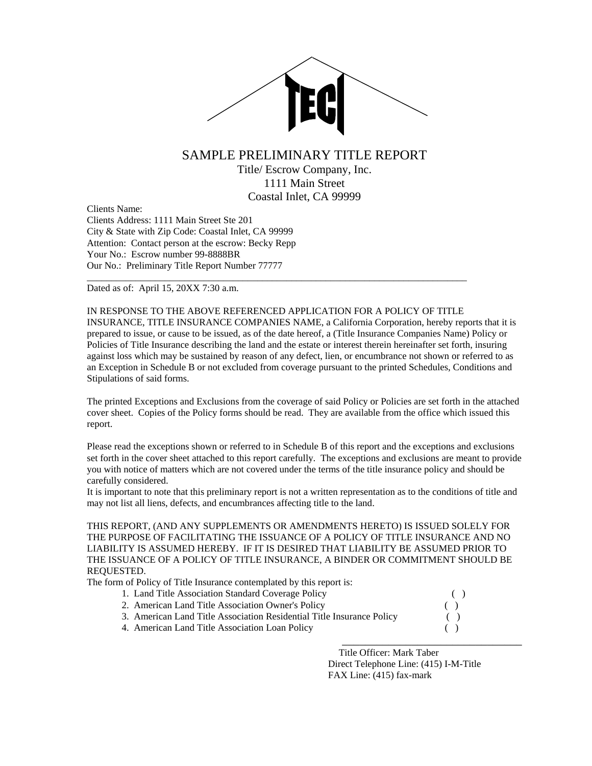# SAMPLE PRELIMINARY TITLE REPORT

Title/ Escrow Company, Inc.
1111 Main Street
Coastal Inlet, CA 99999

Clients Name:
Clients Address: 1111 Main Street Ste 201
City & State with Zip Code: Coastal Inlet, CA 99999
Attention: Contact person at the escrow: Becky Repp
Your No.: Escrow number 99-8888BR
Our No.: Preliminary Title Report Number 77777

---

Dated as of: April 15, 20XX 7:30 a.m.

IN RESPONSE TO THE ABOVE REFERENCED APPLICATION FOR A POLICY OF TITLE INSURANCE, TITLE INSURANCE COMPANIES NAME, a California Corporation, hereby reports that it is prepared to issue, or cause to be issued, as of the date hereof, a (Title Insurance Companies Name) Policy or Policies of Title Insurance describing the land and the estate or interest therein hereinafter set forth, insuring against loss which may be sustained by reason of any defect, lien, or encumbrance not shown or referred to as an Exception in Schedule B or not excluded from coverage pursuant to the printed Schedules, Conditions and Stipulations of said forms.

The printed Exceptions and Exclusions from the coverage of said Policy or Policies are set forth in the attached cover sheet. Copies of the Policy forms should be read. They are available from the office which issued this report.

Please read the exceptions shown or referred to in Schedule B of this report and the exceptions and exclusions set forth in the cover sheet attached to this report carefully. The exceptions and exclusions are meant to provide you with notice of matters which are not covered under the terms of the title insurance policy and should be carefully considered.
It is important to note that this preliminary report is not a written representation as to the conditions of title and may not list all liens, defects, and encumbrances affecting title to the land.

THIS REPORT, (AND ANY SUPPLEMENTS OR AMENDMENTS HERETO) IS ISSUED SOLELY FOR THE PURPOSE OF FACILITATING THE ISSUANCE OF A POLICY OF TITLE INSURANCE AND NO LIABILITY IS ASSUMED HEREBY. IF IT IS DESIRED THAT LIABILITY BE ASSUMED PRIOR TO THE ISSUANCE OF A POLICY OF TITLE INSURANCE, A BINDER OR COMMITMENT SHOULD BE REQUESTED.
The form of Policy of Title Insurance contemplated by this report is:

1. Land Title Association Standard Coverage Policy ( )
2. American Land Title Association Owner's Policy ( )
3. American Land Title Association Residential Title Insurance Policy ( )
4. American Land Title Association Loan Policy ( )

---

Title Officer: Mark Taber
Direct Telephone Line: (415) I-M-Title
FAX Line: (415) fax-mark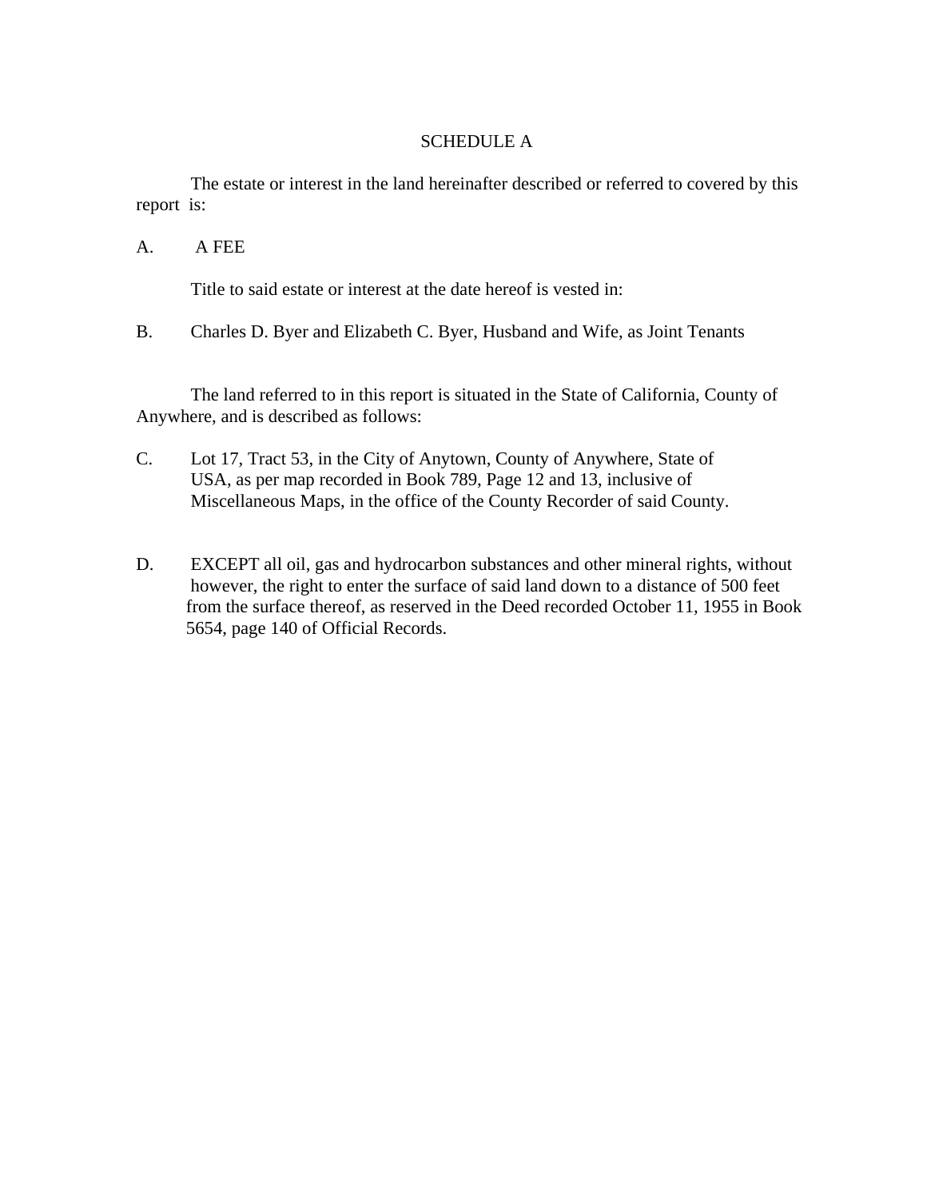# SCHEDULE A

The estate or interest in the land hereinafter described or referred to covered by this report is:

A. A FEE

Title to said estate or interest at the date hereof is vested in:

B. Charles D. Byer and Elizabeth C. Byer, Husband and Wife, as Joint Tenants

The land referred to in this report is situated in the State of California, County of Anywhere, and is described as follows:

C. Lot 17, Tract 53, in the City of Anytown, County of Anywhere, State of USA, as per map recorded in Book 789, Page 12 and 13, inclusive of Miscellaneous Maps, in the office of the County Recorder of said County.

D. EXCEPT all oil, gas and hydrocarbon substances and other mineral rights, without however, the right to enter the surface of said land down to a distance of 500 feet from the surface thereof, as reserved in the Deed recorded October 11, 1955 in Book 5654, page 140 of Official Records.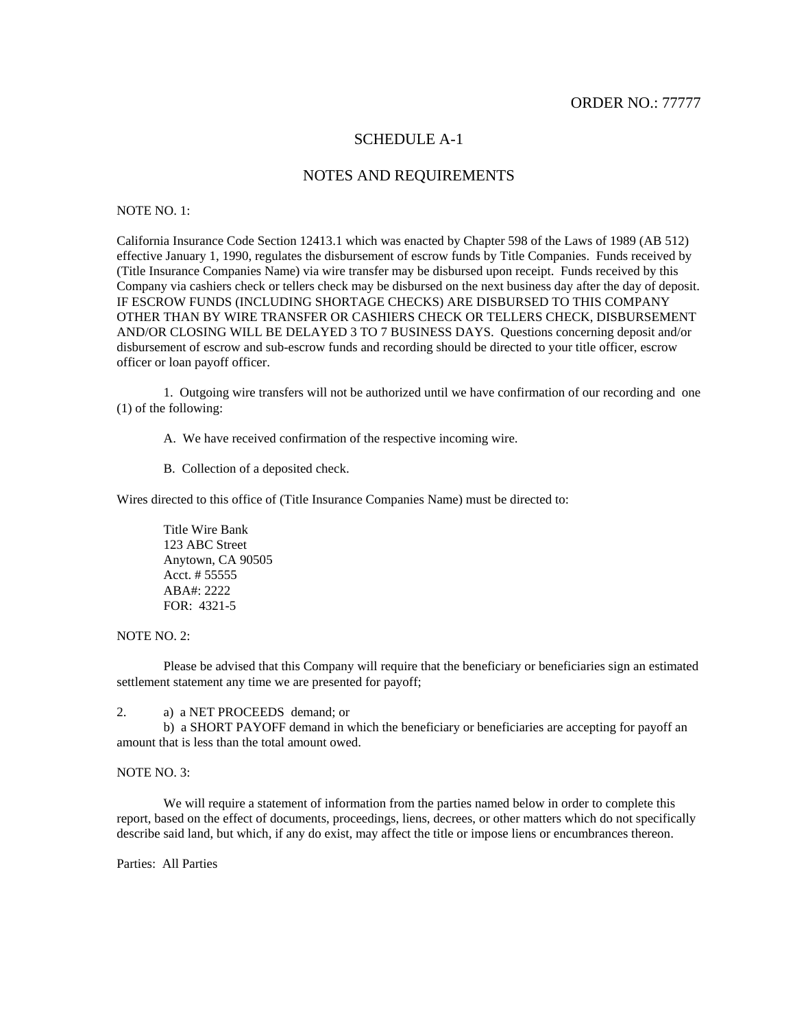ORDER NO.: 77777

# SCHEDULE A-1

## NOTES AND REQUIREMENTS

NOTE NO. 1:

California Insurance Code Section 12413.1 which was enacted by Chapter 598 of the Laws of 1989 (AB 512) effective January 1, 1990, regulates the disbursement of escrow funds by Title Companies. Funds received by (Title Insurance Companies Name) via wire transfer may be disbursed upon receipt. Funds received by this Company via cashiers check or tellers check may be disbursed on the next business day after the day of deposit. IF ESCROW FUNDS (INCLUDING SHORTAGE CHECKS) ARE DISBURSED TO THIS COMPANY OTHER THAN BY WIRE TRANSFER OR CASHIERS CHECK OR TELLERS CHECK, DISBURSEMENT AND/OR CLOSING WILL BE DELAYED 3 TO 7 BUSINESS DAYS. Questions concerning deposit and/or disbursement of escrow and sub-escrow funds and recording should be directed to your title officer, escrow officer or loan payoff officer.

1. Outgoing wire transfers will not be authorized until we have confirmation of our recording and one (1) of the following:

   A. We have received confirmation of the respective incoming wire.

   B. Collection of a deposited check.

Wires directed to this office of (Title Insurance Companies Name) must be directed to:

Title Wire Bank
123 ABC Street
Anytown, CA 90505
Acct. # 55555
ABA#: 2222
FOR: 4321-5

NOTE NO. 2:

Please be advised that this Company will require that the beneficiary or beneficiaries sign an estimated settlement statement any time we are presented for payoff;

2. a) a NET PROCEEDS demand; or
   b) a SHORT PAYOFF demand in which the beneficiary or beneficiaries are accepting for payoff an amount that is less than the total amount owed.

NOTE NO. 3:

We will require a statement of information from the parties named below in order to complete this report, based on the effect of documents, proceedings, liens, decrees, or other matters which do not specifically describe said land, but which, if any do exist, may affect the title or impose liens or encumbrances thereon.

Parties: All Parties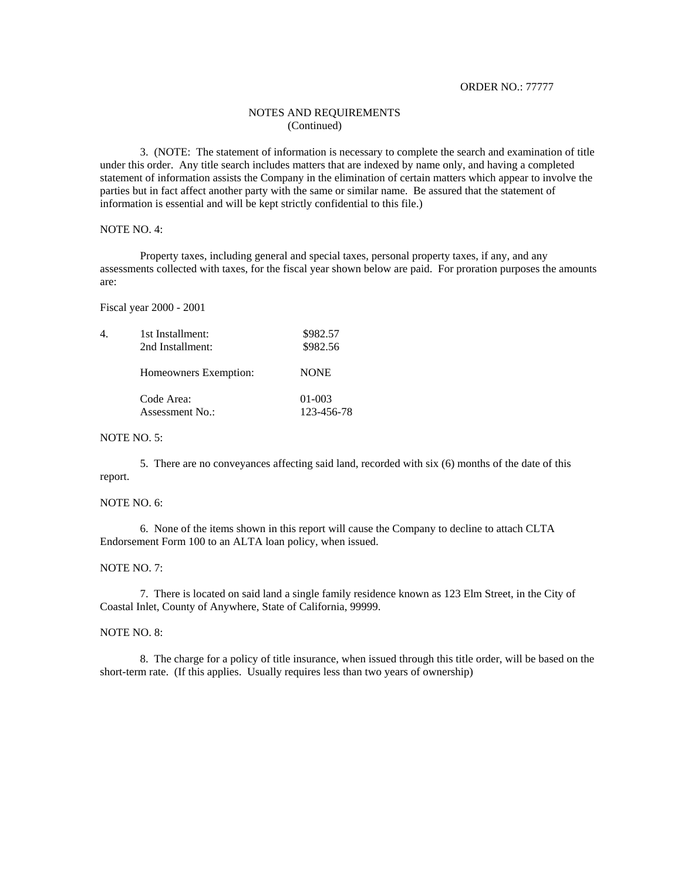ORDER NO.: 77777

## NOTES AND REQUIREMENTS
(Continued)

3. (NOTE: The statement of information is necessary to complete the search and examination of title under this order. Any title search includes matters that are indexed by name only, and having a completed statement of information assists the Company in the elimination of certain matters which appear to involve the parties but in fact affect another party with the same or similar name. Be assured that the statement of information is essential and will be kept strictly confidential to this file.)

NOTE NO. 4:

Property taxes, including general and special taxes, personal property taxes, if any, and any assessments collected with taxes, for the fiscal year shown below are paid. For proration purposes the amounts are:

Fiscal year 2000 - 2001

| | | |
|---|---|---|
| 4. | 1st Installment: | $982.57 |
| | 2nd Installment: | $982.56 |
| | Homeowners Exemption: | NONE |
| | Code Area: | 01-003 |
| | Assessment No.: | 123-456-78 |

NOTE NO. 5:

5. There are no conveyances affecting said land, recorded with six (6) months of the date of this report.

NOTE NO. 6:

6. None of the items shown in this report will cause the Company to decline to attach CLTA Endorsement Form 100 to an ALTA loan policy, when issued.

NOTE NO. 7:

7. There is located on said land a single family residence known as 123 Elm Street, in the City of Coastal Inlet, County of Anywhere, State of California, 99999.

NOTE NO. 8:

8. The charge for a policy of title insurance, when issued through this title order, will be based on the short-term rate. (If this applies. Usually requires less than two years of ownership)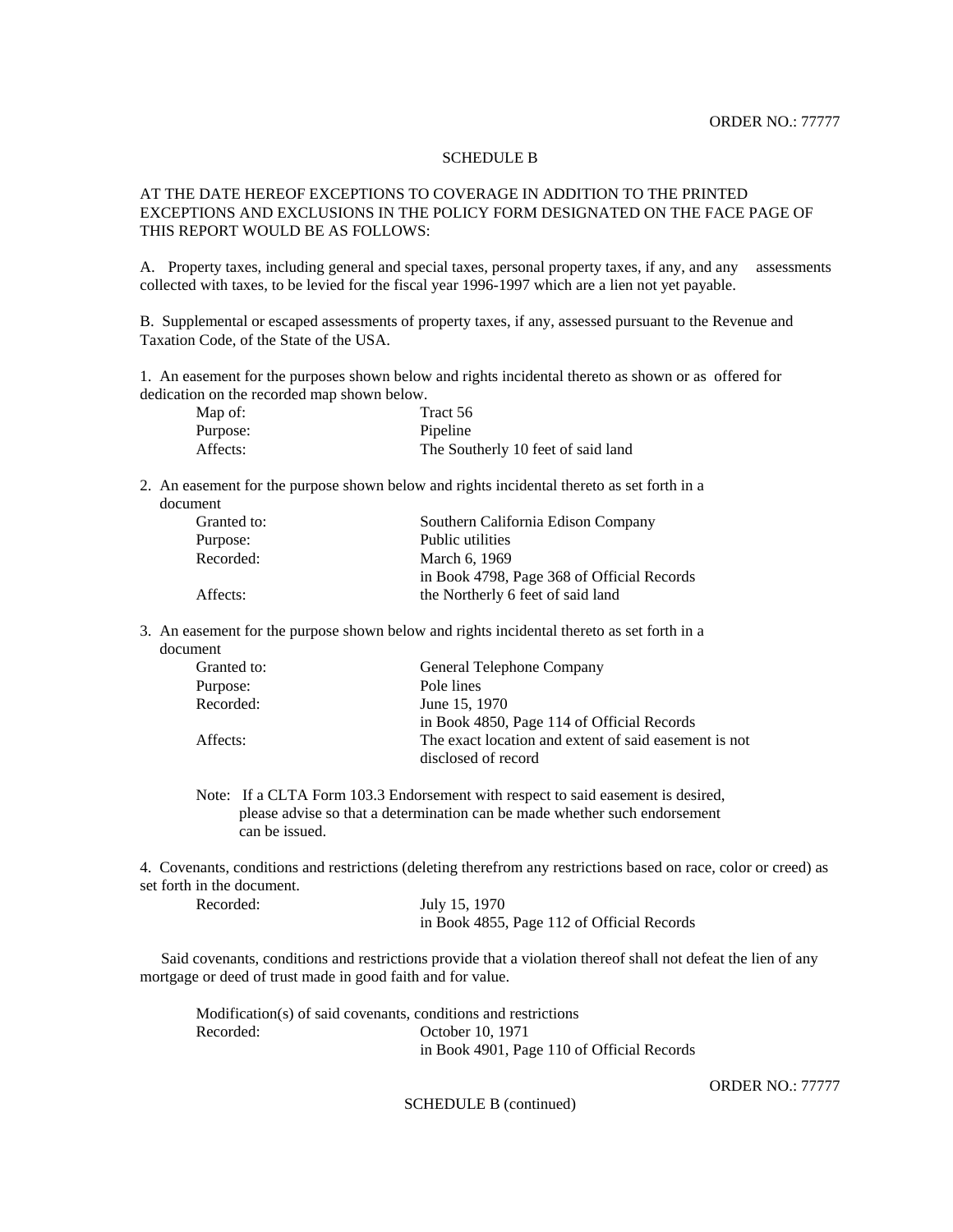ORDER NO.: 77777

SCHEDULE B

AT THE DATE HEREOF EXCEPTIONS TO COVERAGE IN ADDITION TO THE PRINTED EXCEPTIONS AND EXCLUSIONS IN THE POLICY FORM DESIGNATED ON THE FACE PAGE OF THIS REPORT WOULD BE AS FOLLOWS:

A. Property taxes, including general and special taxes, personal property taxes, if any, and any assessments collected with taxes, to be levied for the fiscal year 1996-1997 which are a lien not yet payable.

B. Supplemental or escaped assessments of property taxes, if any, assessed pursuant to the Revenue and Taxation Code, of the State of the USA.

1. An easement for the purposes shown below and rights incidental thereto as shown or as offered for dedication on the recorded map shown below.

   | | |
   |---|---|
   | Map of: | Tract 56 |
   | Purpose: | Pipeline |
   | Affects: | The Southerly 10 feet of said land |

2. An easement for the purpose shown below and rights incidental thereto as set forth in a document

   | | |
   |---|---|
   | Granted to: | Southern California Edison Company |
   | Purpose: | Public utilities |
   | Recorded: | March 6, 1969 in Book 4798, Page 368 of Official Records |
   | Affects: | the Northerly 6 feet of said land |

3. An easement for the purpose shown below and rights incidental thereto as set forth in a document

   | | |
   |---|---|
   | Granted to: | General Telephone Company |
   | Purpose: | Pole lines |
   | Recorded: | June 15, 1970 in Book 4850, Page 114 of Official Records |
   | Affects: | The exact location and extent of said easement is not disclosed of record |

   Note: If a CLTA Form 103.3 Endorsement with respect to said easement is desired, please advise so that a determination can be made whether such endorsement can be issued.

4. Covenants, conditions and restrictions (deleting therefrom any restrictions based on race, color or creed) as set forth in the document.

   | | |
   |---|---|
   | Recorded: | July 15, 1970 in Book 4855, Page 112 of Official Records |

   Said covenants, conditions and restrictions provide that a violation thereof shall not defeat the lien of any mortgage or deed of trust made in good faith and for value.

   Modification(s) of said covenants, conditions and restrictions

   | | |
   |---|---|
   | Recorded: | October 10, 1971 in Book 4901, Page 110 of Official Records |

ORDER NO.: 77777

SCHEDULE B (continued)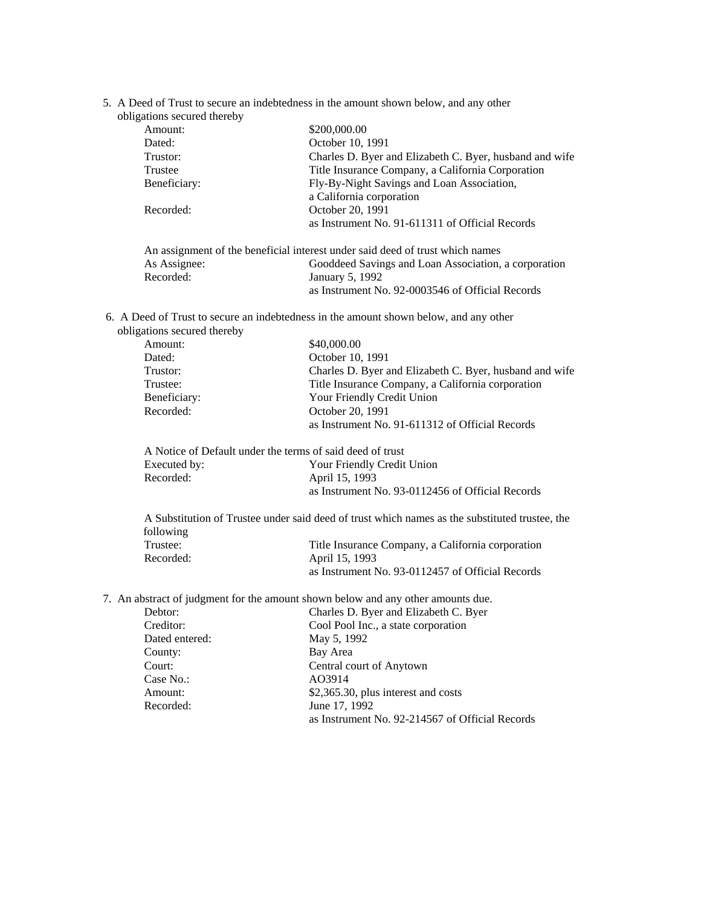5. A Deed of Trust to secure an indebtedness in the amount shown below, and any other obligations secured thereby

| | |
|---|---|
| Amount: | $200,000.00 |
| Dated: | October 10, 1991 |
| Trustor: | Charles D. Byer and Elizabeth C. Byer, husband and wife |
| Trustee | Title Insurance Company, a California Corporation |
| Beneficiary: | Fly-By-Night Savings and Loan Association, a California corporation |
| Recorded: | October 20, 1991 as Instrument No. 91-611311 of Official Records |

An assignment of the beneficial interest under said deed of trust which names

| | |
|---|---|
| As Assignee: | Gooddeed Savings and Loan Association, a corporation |
| Recorded: | January 5, 1992 as Instrument No. 92-0003546 of Official Records |

6. A Deed of Trust to secure an indebtedness in the amount shown below, and any other obligations secured thereby

| | |
|---|---|
| Amount: | $40,000.00 |
| Dated: | October 10, 1991 |
| Trustor: | Charles D. Byer and Elizabeth C. Byer, husband and wife |
| Trustee: | Title Insurance Company, a California corporation |
| Beneficiary: | Your Friendly Credit Union |
| Recorded: | October 20, 1991 as Instrument No. 91-611312 of Official Records |

A Notice of Default under the terms of said deed of trust

| | |
|---|---|
| Executed by: | Your Friendly Credit Union |
| Recorded: | April 15, 1993 as Instrument No. 93-0112456 of Official Records |

A Substitution of Trustee under said deed of trust which names as the substituted trustee, the following

| | |
|---|---|
| Trustee: | Title Insurance Company, a California corporation |
| Recorded: | April 15, 1993 as Instrument No. 93-0112457 of Official Records |

7. An abstract of judgment for the amount shown below and any other amounts due.

| | |
|---|---|
| Debtor: | Charles D. Byer and Elizabeth C. Byer |
| Creditor: | Cool Pool Inc., a state corporation |
| Dated entered: | May 5, 1992 |
| County: | Bay Area |
| Court: | Central court of Anytown |
| Case No.: | AO3914 |
| Amount: | $2,365.30, plus interest and costs |
| Recorded: | June 17, 1992 as Instrument No. 92-214567 of Official Records |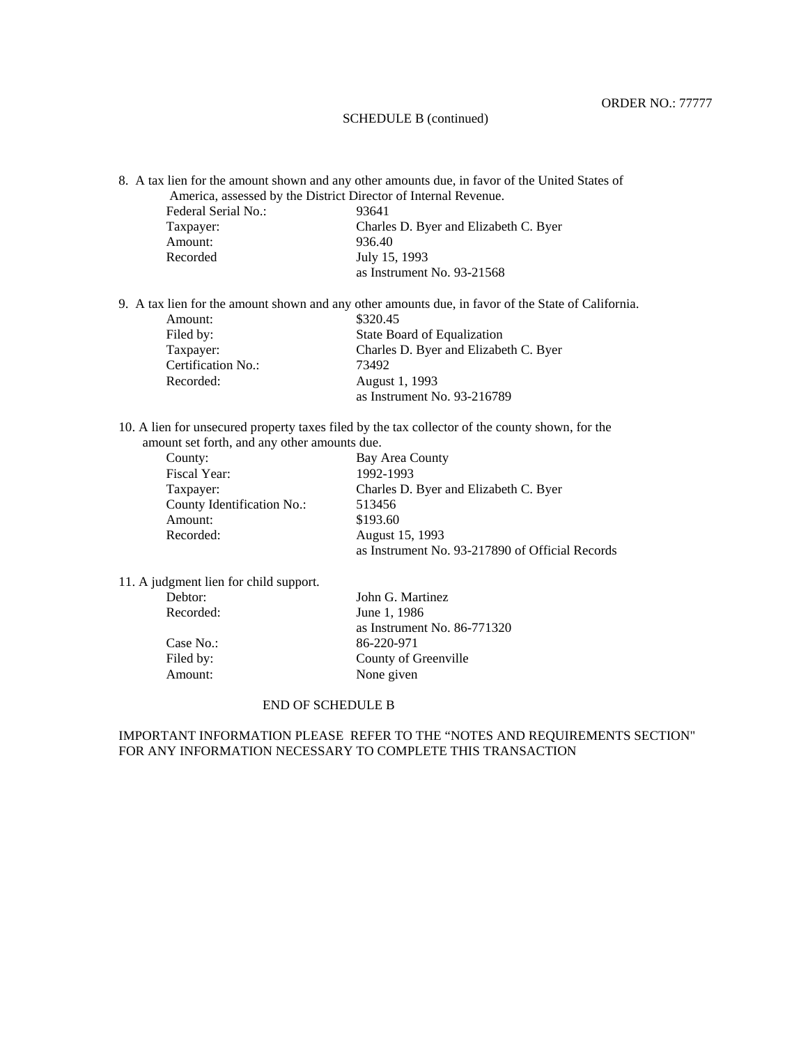ORDER NO.: 77777

SCHEDULE B (continued)

8. A tax lien for the amount shown and any other amounts due, in favor of the United States of America, assessed by the District Director of Internal Revenue.

| | |
|---|---|
| Federal Serial No.: | 93641 |
| Taxpayer: | Charles D. Byer and Elizabeth C. Byer |
| Amount: | 936.40 |
| Recorded | July 15, 1993 as Instrument No. 93-21568 |

9. A tax lien for the amount shown and any other amounts due, in favor of the State of California.

| | |
|---|---|
| Amount: | $320.45 |
| Filed by: | State Board of Equalization |
| Taxpayer: | Charles D. Byer and Elizabeth C. Byer |
| Certification No.: | 73492 |
| Recorded: | August 1, 1993 as Instrument No. 93-216789 |

10. A lien for unsecured property taxes filed by the tax collector of the county shown, for the amount set forth, and any other amounts due.

| | |
|---|---|
| County: | Bay Area County |
| Fiscal Year: | 1992-1993 |
| Taxpayer: | Charles D. Byer and Elizabeth C. Byer |
| County Identification No.: | 513456 |
| Amount: | $193.60 |
| Recorded: | August 15, 1993 as Instrument No. 93-217890 of Official Records |

11. A judgment lien for child support.

| | |
|---|---|
| Debtor: | John G. Martinez |
| Recorded: | June 1, 1986 as Instrument No. 86-771320 |
| Case No.: | 86-220-971 |
| Filed by: | County of Greenville |
| Amount: | None given |

END OF SCHEDULE B

IMPORTANT INFORMATION PLEASE REFER TO THE “NOTES AND REQUIREMENTS SECTION" FOR ANY INFORMATION NECESSARY TO COMPLETE THIS TRANSACTION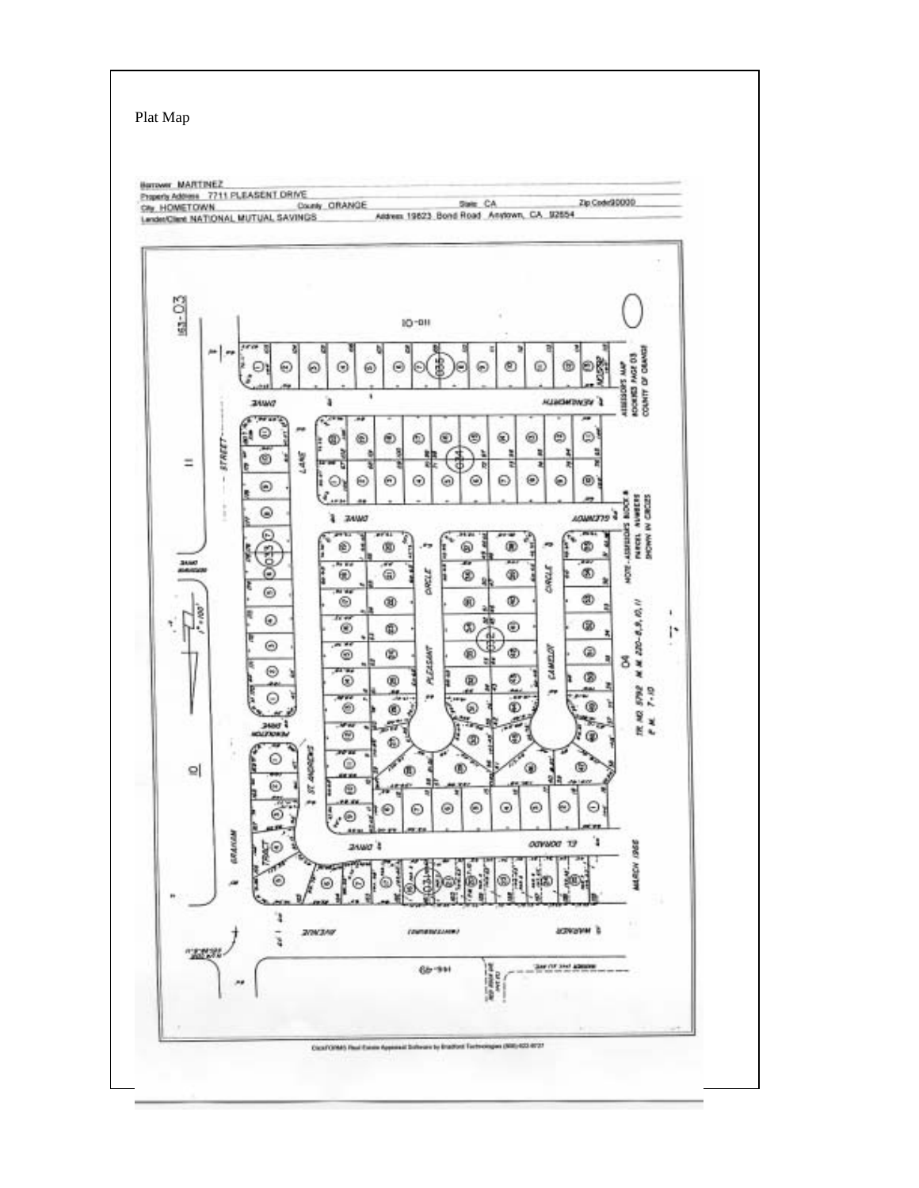Plan Map

Borrower MARTINEZ

Property Address 7711 PLEASENT DRIVE

City HOMETOWN County ORANGE State CA Zip Code 90000

Lender/Client NATIONAL MUTUAL SAVINGS Address 19823 Bond Road Anytown, CA 92654

163-03

STREET

LANE

DRIVE

KENSWORTH

GLENWOOD

PLEASANT CIRCLE

CAMELOT CIRCLE

ST. ANDREWS

PENDLETON DRIVE

GRAHAM

EL DORADO DRIVE

WARNER AVENUE

ASSESSOR'S MAP BOOK 163 PAGE 03 COUNTY OF ORANGE

NOTE - ASSESSOR'S BLOCK & PARCEL NUMBERS SHOWN IN CIRCLES

TR. NO. 5792 M.M. 220-8,9,10,11

P.M. 7-10

MARCH 1966

146-49

110-01

ClickFORMS Real Estate Appraisal Software by Bradford Technologies (800) 622-8727